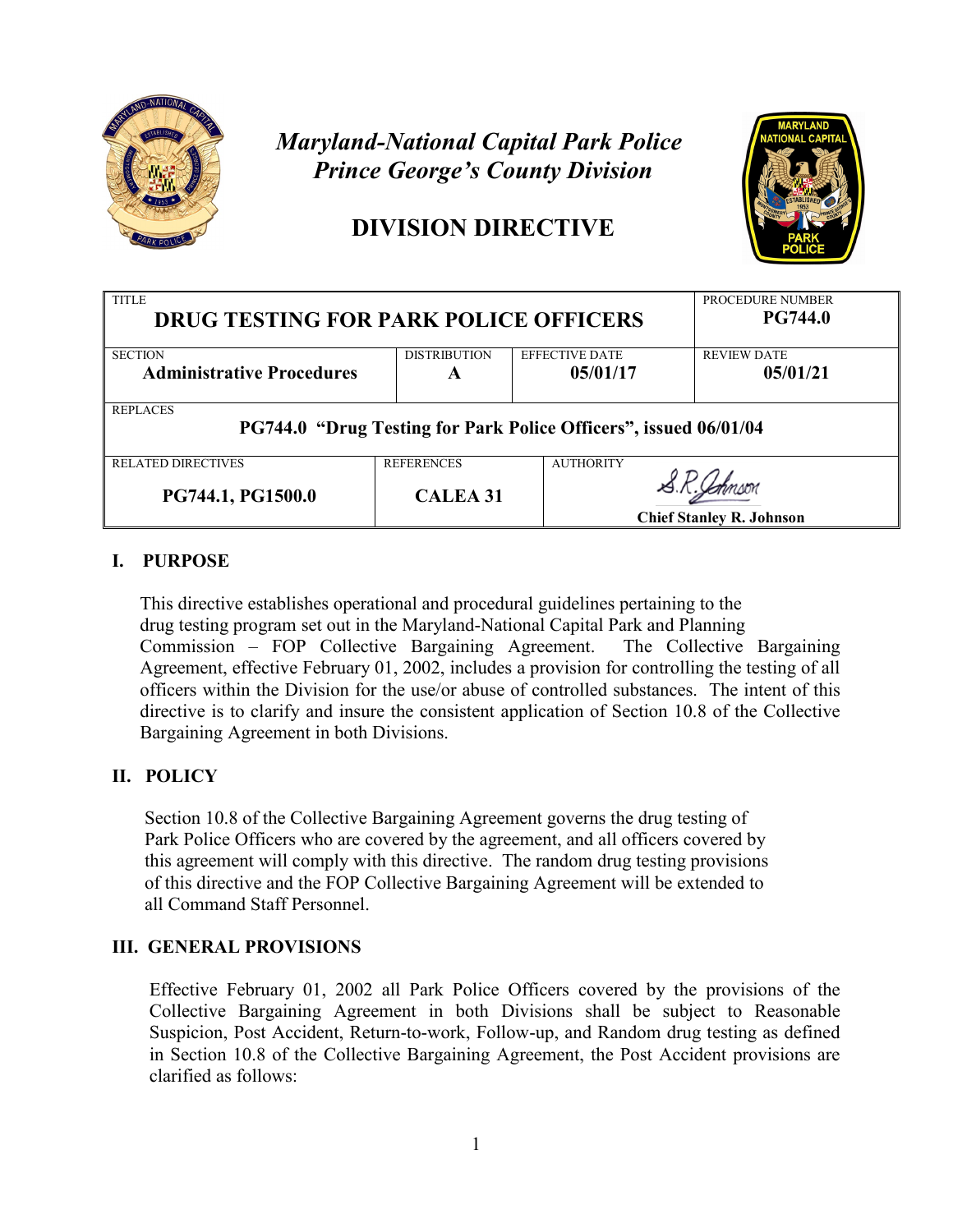*Maryland-National Capital Park Police*
*Prince George's County Division*

# DIVISION DIRECTIVE

| TITLE | | | PROCEDURE NUMBER |
|---|---|---|---|
| **DRUG TESTING FOR PARK POLICE OFFICERS** | | | **PG744.0** |
| SECTION **Administrative Procedures** | DISTRIBUTION **A** | EFFECTIVE DATE **05/01/17** | REVIEW DATE **05/01/21** |
| REPLACES **PG744.0 "Drug Testing for Park Police Officers", issued 06/01/04** | | | |
| RELATED DIRECTIVES **PG744.1, PG1500.0** | REFERENCES **CALEA 31** | AUTHORITY S.R. Johnson **Chief Stanley R. Johnson** | |

## I. PURPOSE

This directive establishes operational and procedural guidelines pertaining to the drug testing program set out in the Maryland-National Capital Park and Planning Commission – FOP Collective Bargaining Agreement. The Collective Bargaining Agreement, effective February 01, 2002, includes a provision for controlling the testing of all officers within the Division for the use/or abuse of controlled substances. The intent of this directive is to clarify and insure the consistent application of Section 10.8 of the Collective Bargaining Agreement in both Divisions.

## II. POLICY

Section 10.8 of the Collective Bargaining Agreement governs the drug testing of Park Police Officers who are covered by the agreement, and all officers covered by this agreement will comply with this directive. The random drug testing provisions of this directive and the FOP Collective Bargaining Agreement will be extended to all Command Staff Personnel.

## III. GENERAL PROVISIONS

Effective February 01, 2002 all Park Police Officers covered by the provisions of the Collective Bargaining Agreement in both Divisions shall be subject to Reasonable Suspicion, Post Accident, Return-to-work, Follow-up, and Random drug testing as defined in Section 10.8 of the Collective Bargaining Agreement, the Post Accident provisions are clarified as follows: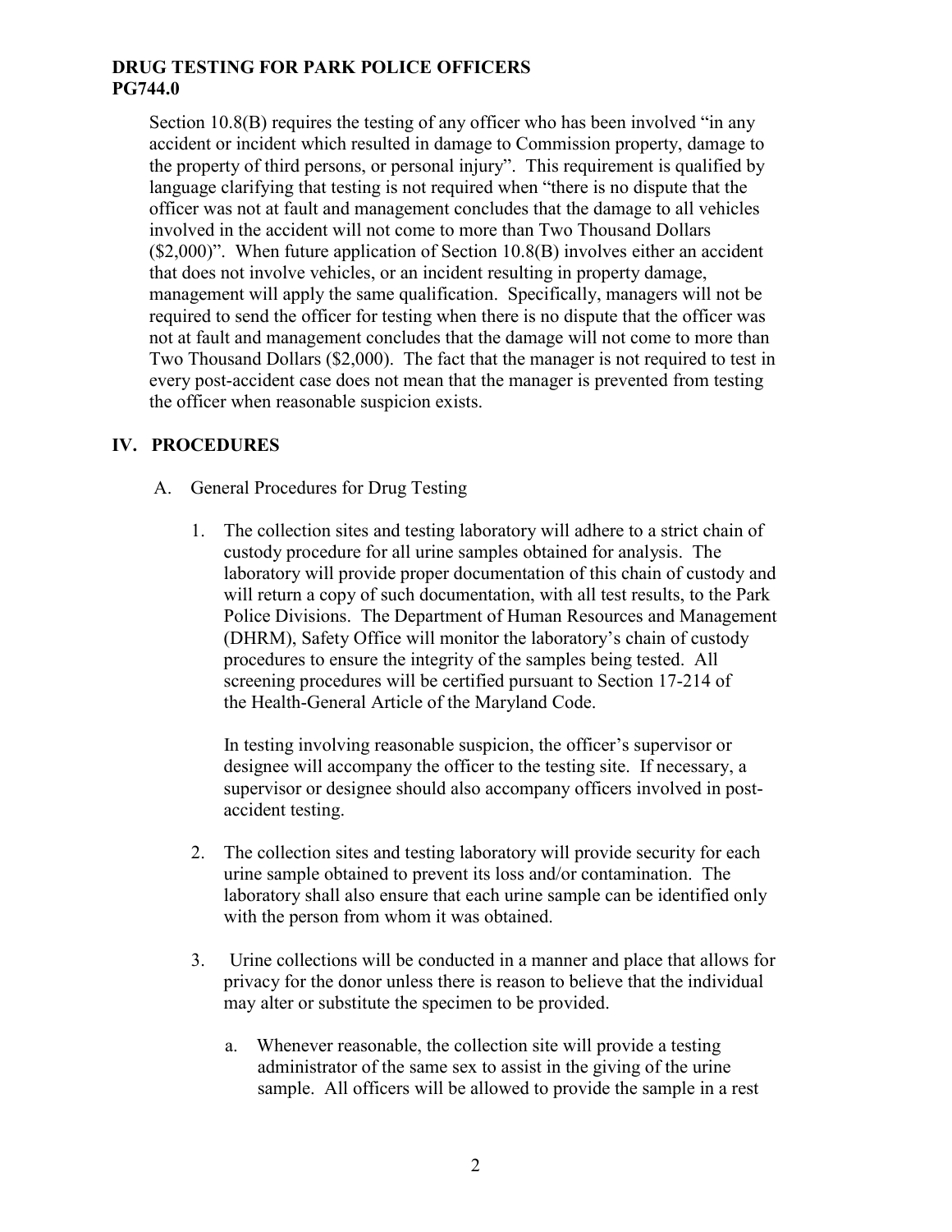Section 10.8(B) requires the testing of any officer who has been involved "in any accident or incident which resulted in damage to Commission property, damage to the property of third persons, or personal injury". This requirement is qualified by language clarifying that testing is not required when "there is no dispute that the officer was not at fault and management concludes that the damage to all vehicles involved in the accident will not come to more than Two Thousand Dollars ($2,000)". When future application of Section 10.8(B) involves either an accident that does not involve vehicles, or an incident resulting in property damage, management will apply the same qualification. Specifically, managers will not be required to send the officer for testing when there is no dispute that the officer was not at fault and management concludes that the damage will not come to more than Two Thousand Dollars ($2,000). The fact that the manager is not required to test in every post-accident case does not mean that the manager is prevented from testing the officer when reasonable suspicion exists.

## IV. PROCEDURES

A. General Procedures for Drug Testing

1. The collection sites and testing laboratory will adhere to a strict chain of custody procedure for all urine samples obtained for analysis. The laboratory will provide proper documentation of this chain of custody and will return a copy of such documentation, with all test results, to the Park Police Divisions. The Department of Human Resources and Management (DHRM), Safety Office will monitor the laboratory's chain of custody procedures to ensure the integrity of the samples being tested. All screening procedures will be certified pursuant to Section 17-214 of the Health-General Article of the Maryland Code.

   In testing involving reasonable suspicion, the officer's supervisor or designee will accompany the officer to the testing site. If necessary, a supervisor or designee should also accompany officers involved in post-accident testing.

2. The collection sites and testing laboratory will provide security for each urine sample obtained to prevent its loss and/or contamination. The laboratory shall also ensure that each urine sample can be identified only with the person from whom it was obtained.

3. Urine collections will be conducted in a manner and place that allows for privacy for the donor unless there is reason to believe that the individual may alter or substitute the specimen to be provided.

   a. Whenever reasonable, the collection site will provide a testing administrator of the same sex to assist in the giving of the urine sample. All officers will be allowed to provide the sample in a rest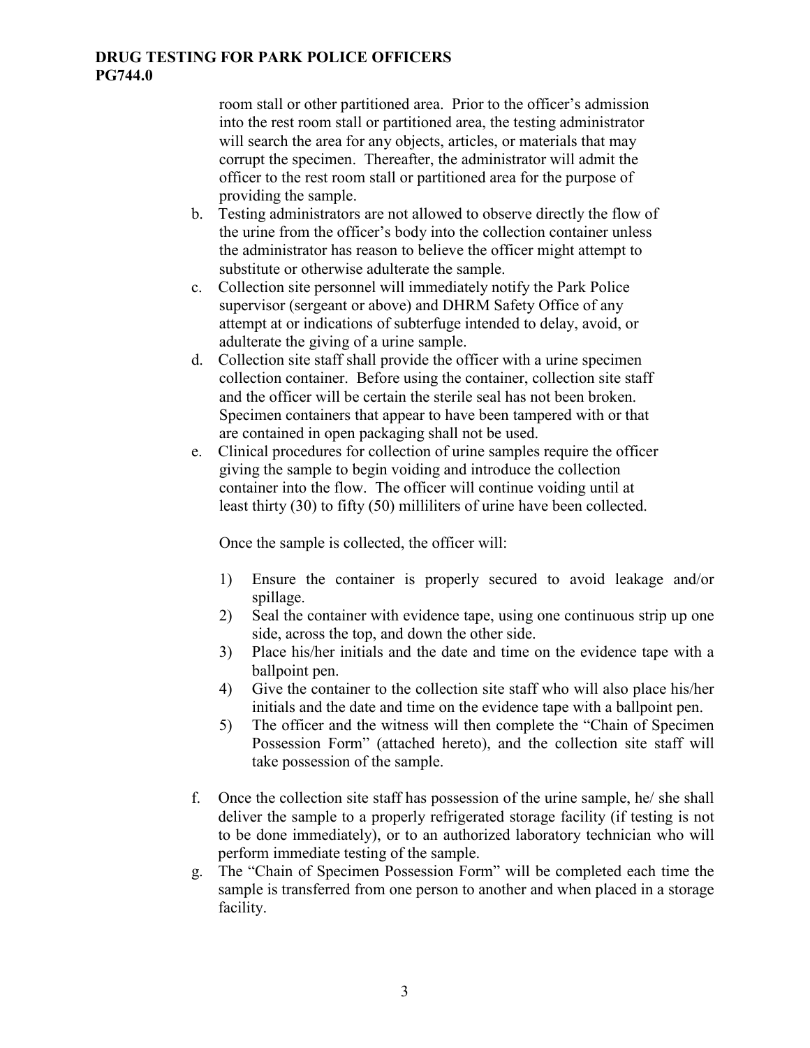room stall or other partitioned area. Prior to the officer's admission into the rest room stall or partitioned area, the testing administrator will search the area for any objects, articles, or materials that may corrupt the specimen. Thereafter, the administrator will admit the officer to the rest room stall or partitioned area for the purpose of providing the sample.

b. Testing administrators are not allowed to observe directly the flow of the urine from the officer's body into the collection container unless the administrator has reason to believe the officer might attempt to substitute or otherwise adulterate the sample.

c. Collection site personnel will immediately notify the Park Police supervisor (sergeant or above) and DHRM Safety Office of any attempt at or indications of subterfuge intended to delay, avoid, or adulterate the giving of a urine sample.

d. Collection site staff shall provide the officer with a urine specimen collection container. Before using the container, collection site staff and the officer will be certain the sterile seal has not been broken. Specimen containers that appear to have been tampered with or that are contained in open packaging shall not be used.

e. Clinical procedures for collection of urine samples require the officer giving the sample to begin voiding and introduce the collection container into the flow. The officer will continue voiding until at least thirty (30) to fifty (50) milliliters of urine have been collected.

   Once the sample is collected, the officer will:

   1) Ensure the container is properly secured to avoid leakage and/or spillage.
   2) Seal the container with evidence tape, using one continuous strip up one side, across the top, and down the other side.
   3) Place his/her initials and the date and time on the evidence tape with a ballpoint pen.
   4) Give the container to the collection site staff who will also place his/her initials and the date and time on the evidence tape with a ballpoint pen.
   5) The officer and the witness will then complete the "Chain of Specimen Possession Form" (attached hereto), and the collection site staff will take possession of the sample.

f. Once the collection site staff has possession of the urine sample, he/ she shall deliver the sample to a properly refrigerated storage facility (if testing is not to be done immediately), or to an authorized laboratory technician who will perform immediate testing of the sample.

g. The "Chain of Specimen Possession Form" will be completed each time the sample is transferred from one person to another and when placed in a storage facility.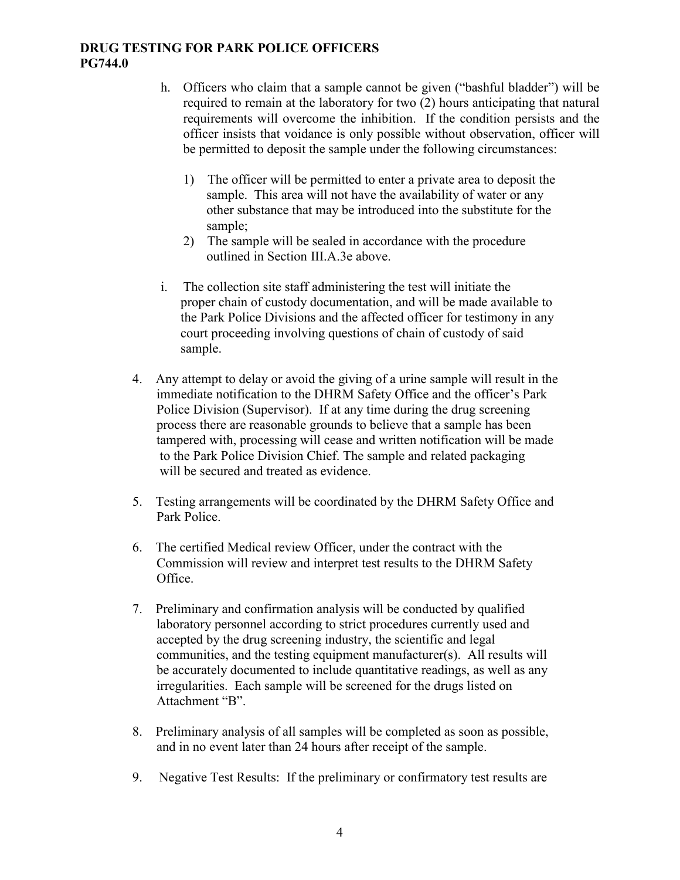h. Officers who claim that a sample cannot be given ("bashful bladder") will be required to remain at the laboratory for two (2) hours anticipating that natural requirements will overcome the inhibition. If the condition persists and the officer insists that voidance is only possible without observation, officer will be permitted to deposit the sample under the following circumstances:

   1) The officer will be permitted to enter a private area to deposit the sample. This area will not have the availability of water or any other substance that may be introduced into the substitute for the sample;
   2) The sample will be sealed in accordance with the procedure outlined in Section III.A.3e above.

i. The collection site staff administering the test will initiate the proper chain of custody documentation, and will be made available to the Park Police Divisions and the affected officer for testimony in any court proceeding involving questions of chain of custody of said sample.

4. Any attempt to delay or avoid the giving of a urine sample will result in the immediate notification to the DHRM Safety Office and the officer's Park Police Division (Supervisor). If at any time during the drug screening process there are reasonable grounds to believe that a sample has been tampered with, processing will cease and written notification will be made to the Park Police Division Chief. The sample and related packaging will be secured and treated as evidence.

5. Testing arrangements will be coordinated by the DHRM Safety Office and Park Police.

6. The certified Medical review Officer, under the contract with the Commission will review and interpret test results to the DHRM Safety Office.

7. Preliminary and confirmation analysis will be conducted by qualified laboratory personnel according to strict procedures currently used and accepted by the drug screening industry, the scientific and legal communities, and the testing equipment manufacturer(s). All results will be accurately documented to include quantitative readings, as well as any irregularities. Each sample will be screened for the drugs listed on Attachment "B".

8. Preliminary analysis of all samples will be completed as soon as possible, and in no event later than 24 hours after receipt of the sample.

9. Negative Test Results: If the preliminary or confirmatory test results are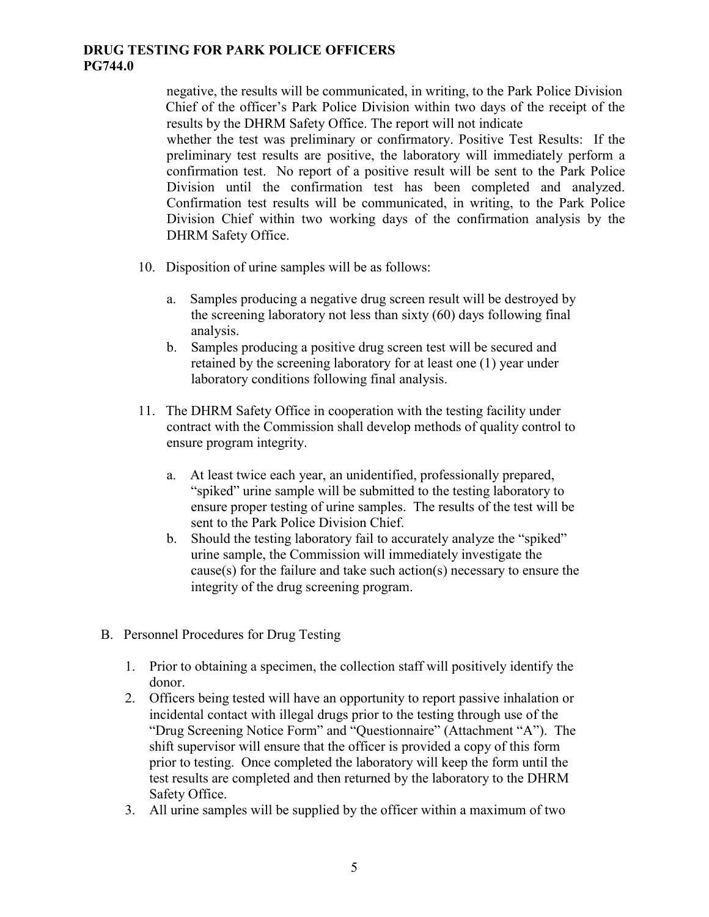negative, the results will be communicated, in writing, to the Park Police Division Chief of the officer's Park Police Division within two days of the receipt of the results by the DHRM Safety Office. The report will not indicate whether the test was preliminary or confirmatory. Positive Test Results: If the preliminary test results are positive, the laboratory will immediately perform a confirmation test. No report of a positive result will be sent to the Park Police Division until the confirmation test has been completed and analyzed. Confirmation test results will be communicated, in writing, to the Park Police Division Chief within two working days of the confirmation analysis by the DHRM Safety Office.

10. Disposition of urine samples will be as follows:

    a. Samples producing a negative drug screen result will be destroyed by the screening laboratory not less than sixty (60) days following final analysis.
    b. Samples producing a positive drug screen test will be secured and retained by the screening laboratory for at least one (1) year under laboratory conditions following final analysis.

11. The DHRM Safety Office in cooperation with the testing facility under contract with the Commission shall develop methods of quality control to ensure program integrity.

    a. At least twice each year, an unidentified, professionally prepared, "spiked" urine sample will be submitted to the testing laboratory to ensure proper testing of urine samples. The results of the test will be sent to the Park Police Division Chief.
    b. Should the testing laboratory fail to accurately analyze the "spiked" urine sample, the Commission will immediately investigate the cause(s) for the failure and take such action(s) necessary to ensure the integrity of the drug screening program.

B. Personnel Procedures for Drug Testing

1. Prior to obtaining a specimen, the collection staff will positively identify the donor.
2. Officers being tested will have an opportunity to report passive inhalation or incidental contact with illegal drugs prior to the testing through use of the "Drug Screening Notice Form" and "Questionnaire" (Attachment "A"). The shift supervisor will ensure that the officer is provided a copy of this form prior to testing. Once completed the laboratory will keep the form until the test results are completed and then returned by the laboratory to the DHRM Safety Office.
3. All urine samples will be supplied by the officer within a maximum of two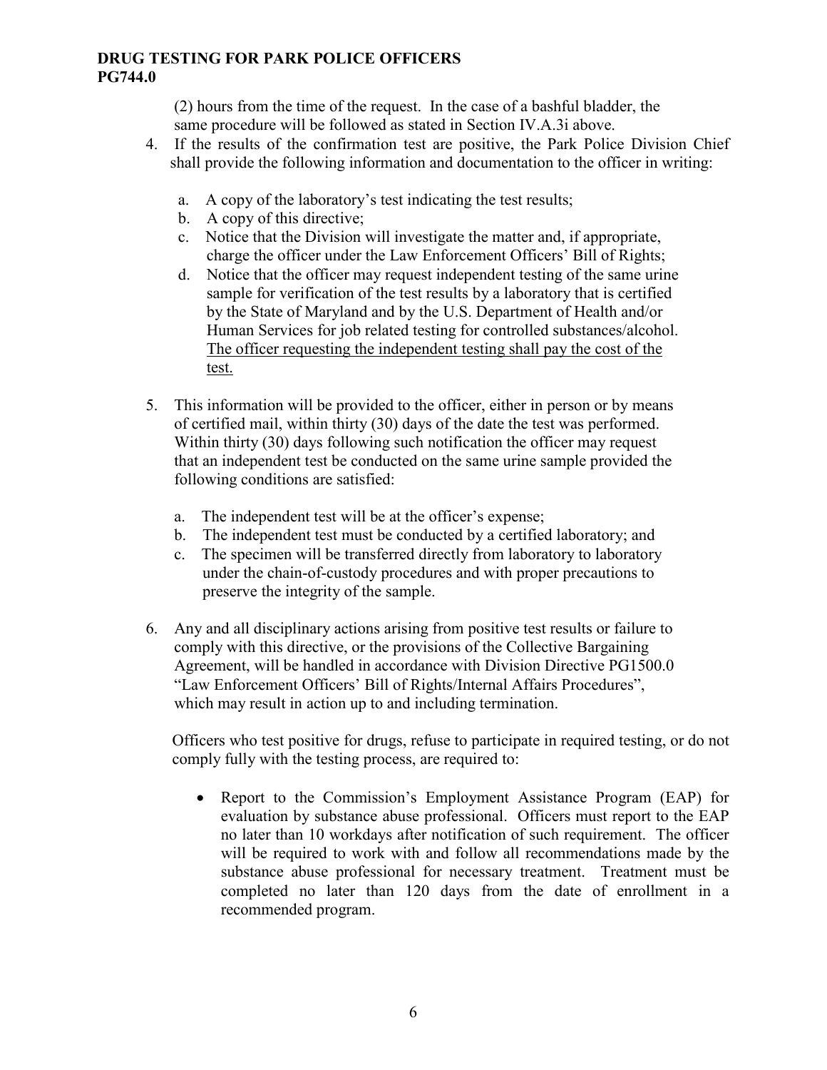(2) hours from the time of the request. In the case of a bashful bladder, the same procedure will be followed as stated in Section IV.A.3i above.

4. If the results of the confirmation test are positive, the Park Police Division Chief shall provide the following information and documentation to the officer in writing:

   a. A copy of the laboratory's test indicating the test results;
   b. A copy of this directive;
   c. Notice that the Division will investigate the matter and, if appropriate, charge the officer under the Law Enforcement Officers' Bill of Rights;
   d. Notice that the officer may request independent testing of the same urine sample for verification of the test results by a laboratory that is certified by the State of Maryland and by the U.S. Department of Health and/or Human Services for job related testing for controlled substances/alcohol. <u>The officer requesting the independent testing shall pay the cost of the test.</u>

5. This information will be provided to the officer, either in person or by means of certified mail, within thirty (30) days of the date the test was performed. Within thirty (30) days following such notification the officer may request that an independent test be conducted on the same urine sample provided the following conditions are satisfied:

   a. The independent test will be at the officer's expense;
   b. The independent test must be conducted by a certified laboratory; and
   c. The specimen will be transferred directly from laboratory to laboratory under the chain-of-custody procedures and with proper precautions to preserve the integrity of the sample.

6. Any and all disciplinary actions arising from positive test results or failure to comply with this directive, or the provisions of the Collective Bargaining Agreement, will be handled in accordance with Division Directive PG1500.0 "Law Enforcement Officers' Bill of Rights/Internal Affairs Procedures", which may result in action up to and including termination.

   Officers who test positive for drugs, refuse to participate in required testing, or do not comply fully with the testing process, are required to:

   - Report to the Commission's Employment Assistance Program (EAP) for evaluation by substance abuse professional. Officers must report to the EAP no later than 10 workdays after notification of such requirement. The officer will be required to work with and follow all recommendations made by the substance abuse professional for necessary treatment. Treatment must be completed no later than 120 days from the date of enrollment in a recommended program.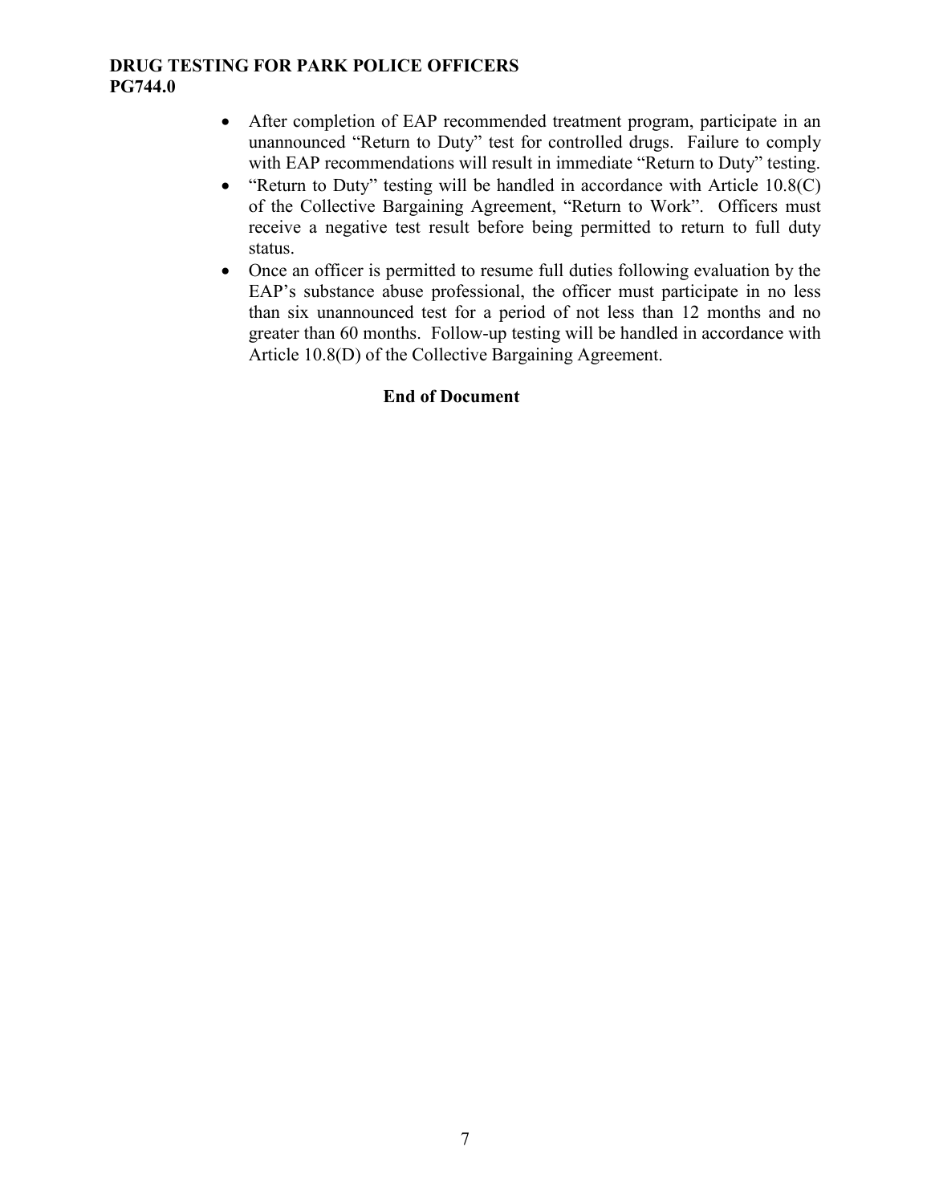- After completion of EAP recommended treatment program, participate in an unannounced "Return to Duty" test for controlled drugs. Failure to comply with EAP recommendations will result in immediate "Return to Duty" testing.
- "Return to Duty" testing will be handled in accordance with Article 10.8(C) of the Collective Bargaining Agreement, "Return to Work". Officers must receive a negative test result before being permitted to return to full duty status.
- Once an officer is permitted to resume full duties following evaluation by the EAP's substance abuse professional, the officer must participate in no less than six unannounced test for a period of not less than 12 months and no greater than 60 months. Follow-up testing will be handled in accordance with Article 10.8(D) of the Collective Bargaining Agreement.

**End of Document**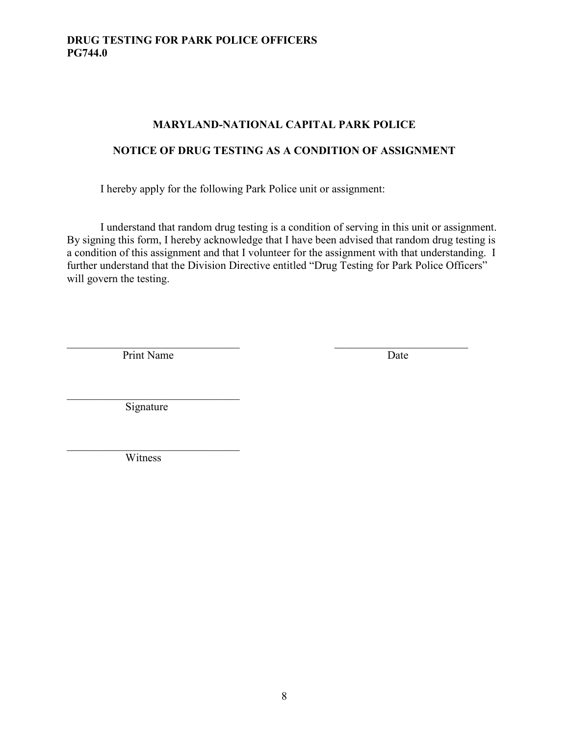## MARYLAND-NATIONAL CAPITAL PARK POLICE

## NOTICE OF DRUG TESTING AS A CONDITION OF ASSIGNMENT

I hereby apply for the following Park Police unit or assignment:

I understand that random drug testing is a condition of serving in this unit or assignment. By signing this form, I hereby acknowledge that I have been advised that random drug testing is a condition of this assignment and that I volunteer for the assignment with that understanding. I further understand that the Division Directive entitled "Drug Testing for Park Police Officers" will govern the testing.

______________________________ ______________________
Print Name Date

______________________________
Signature

______________________________
Witness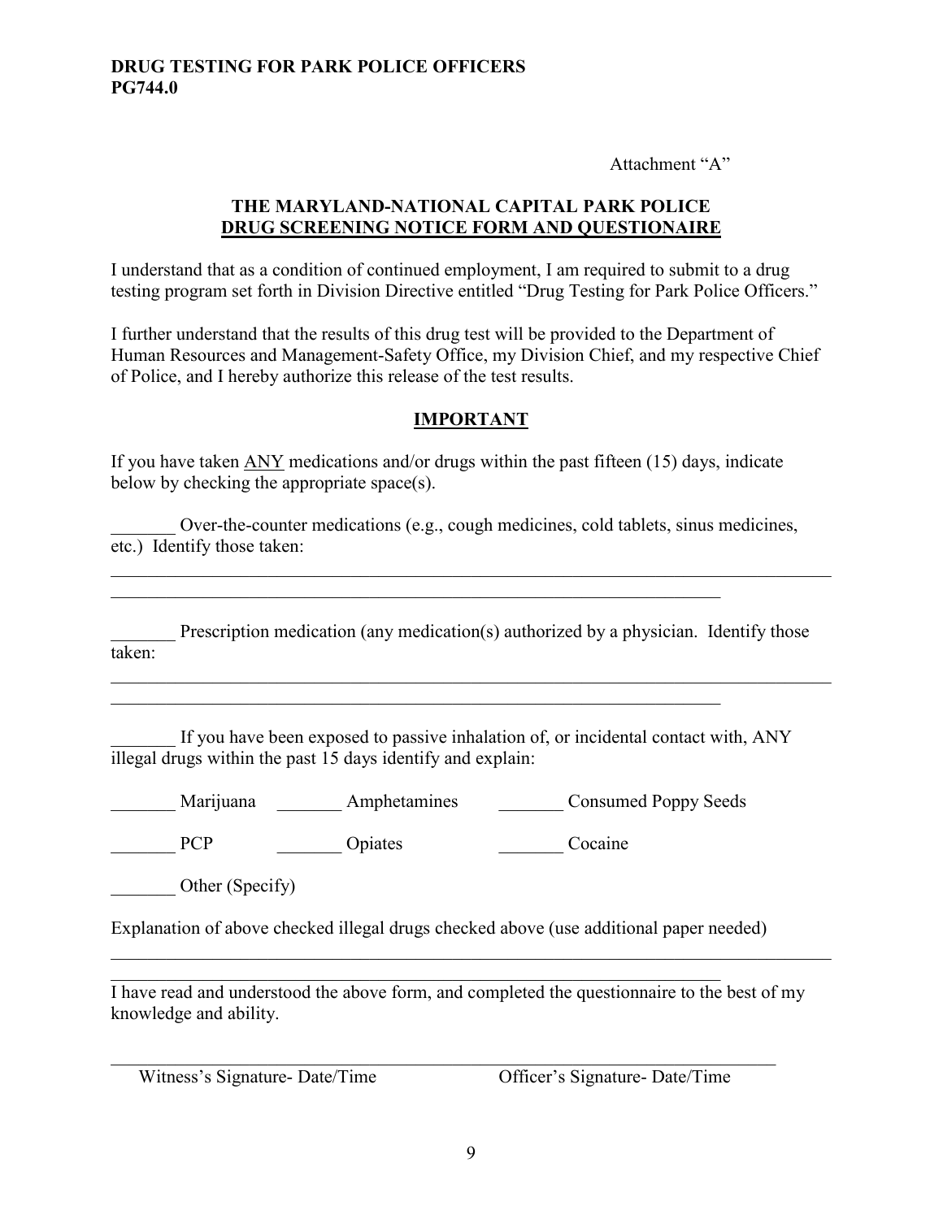Attachment "A"

## THE MARYLAND-NATIONAL CAPITAL PARK POLICE
## DRUG SCREENING NOTICE FORM AND QUESTIONAIRE

I understand that as a condition of continued employment, I am required to submit to a drug testing program set forth in Division Directive entitled "Drug Testing for Park Police Officers."

I further understand that the results of this drug test will be provided to the Department of Human Resources and Management-Safety Office, my Division Chief, and my respective Chief of Police, and I hereby authorize this release of the test results.

### IMPORTANT

If you have taken ANY medications and/or drugs within the past fifteen (15) days, indicate below by checking the appropriate space(s).

_______ Over-the-counter medications (e.g., cough medicines, cold tablets, sinus medicines, etc.) Identify those taken:

______________________________________________________________________________
____________________________________________________________________

_______ Prescription medication (any medication(s) authorized by a physician. Identify those taken:

______________________________________________________________________________
____________________________________________________________________

_______ If you have been exposed to passive inhalation of, or incidental contact with, ANY illegal drugs within the past 15 days identify and explain:

_______ Marijuana _______ Amphetamines _______ Consumed Poppy Seeds

_______ PCP _______ Opiates _______ Cocaine

_______ Other (Specify)

Explanation of above checked illegal drugs checked above (use additional paper needed)

______________________________________________________________________________
____________________________________________________________________

I have read and understood the above form, and completed the questionnaire to the best of my knowledge and ability.

______________________________________________________________________________
Witness's Signature- Date/Time Officer's Signature- Date/Time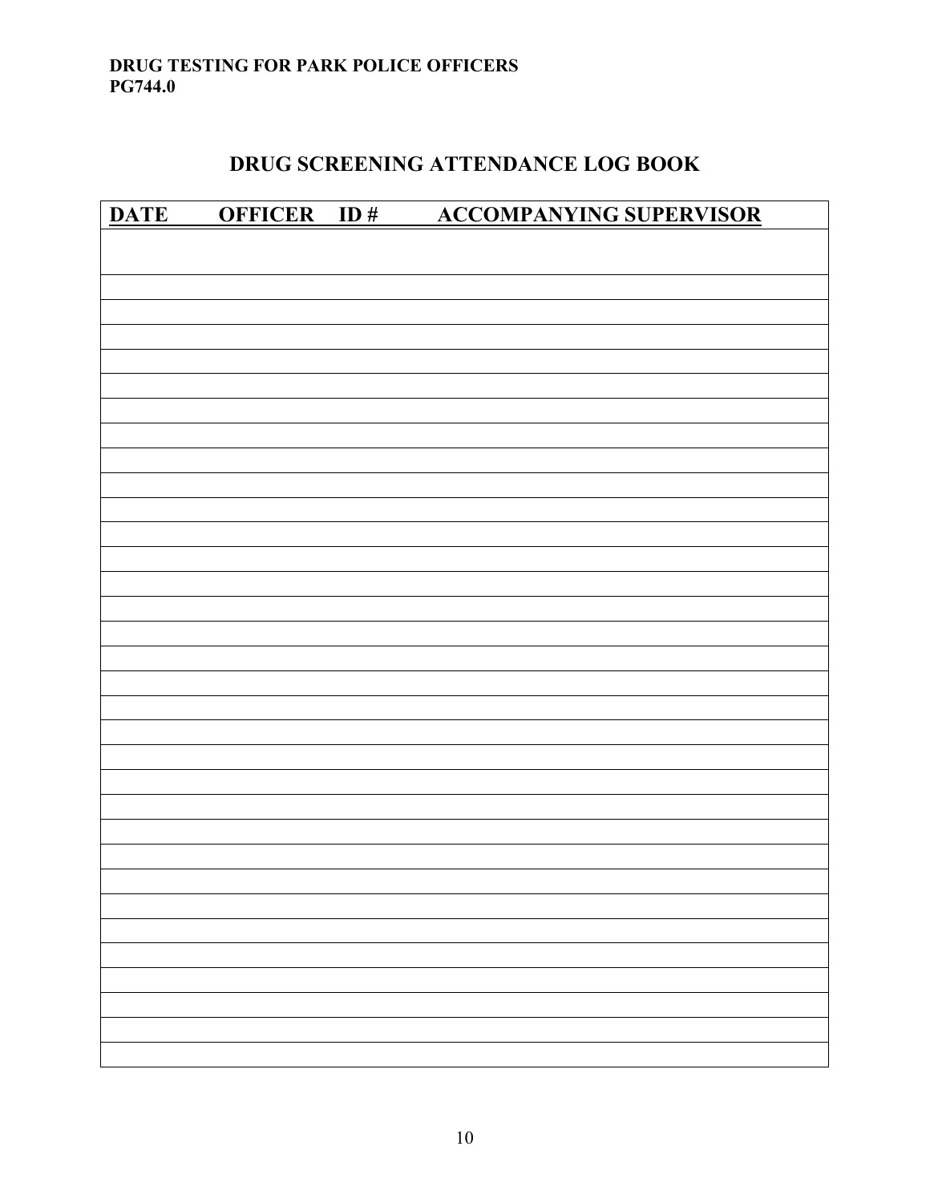## DRUG SCREENING ATTENDANCE LOG BOOK

| DATE | OFFICER | ID # | ACCOMPANYING SUPERVISOR |
|---|---|---|---|
| | | | |
| | | | |
| | | | |
| | | | |
| | | | |
| | | | |
| | | | |
| | | | |
| | | | |
| | | | |
| | | | |
| | | | |
| | | | |
| | | | |
| | | | |
| | | | |
| | | | |
| | | | |
| | | | |
| | | | |
| | | | |
| | | | |
| | | | |
| | | | |
| | | | |
| | | | |
| | | | |
| | | | |
| | | | |
| | | | |
| | | | |
| | | | |
| | | | |
| | | | |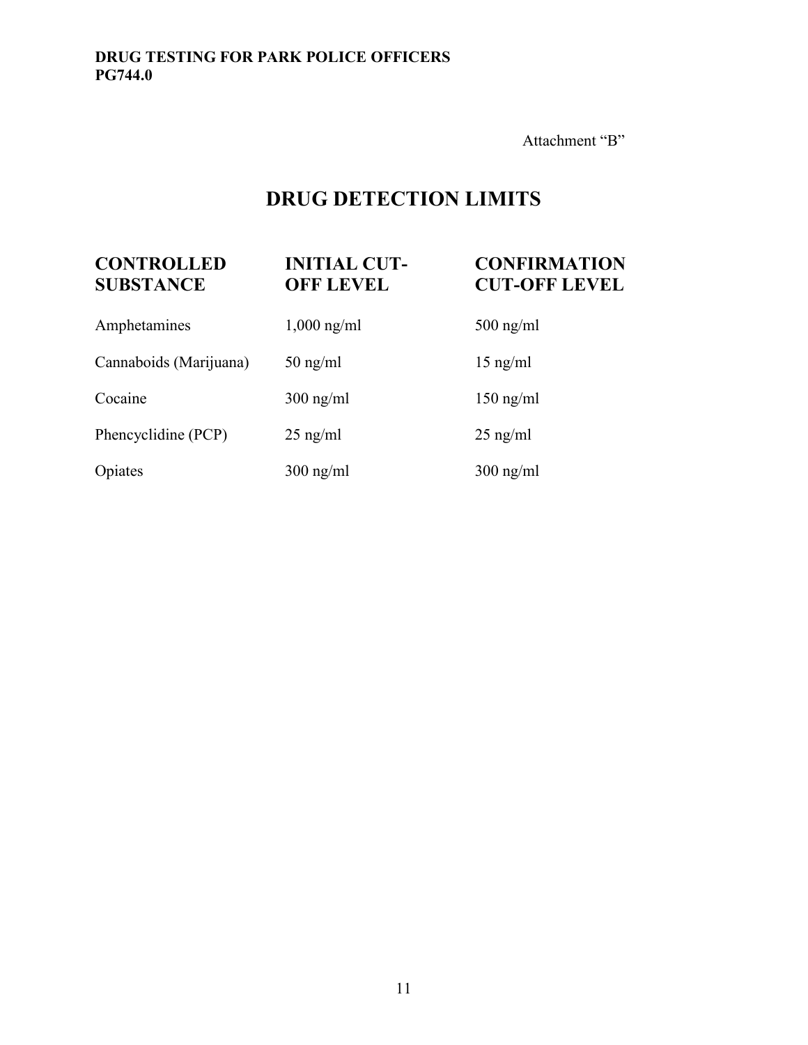Attachment "B"

# DRUG DETECTION LIMITS

| CONTROLLED SUBSTANCE | INITIAL CUT-OFF LEVEL | CONFIRMATION CUT-OFF LEVEL |
|---|---|---|
| Amphetamines | 1,000 ng/ml | 500 ng/ml |
| Cannaboids (Marijuana) | 50 ng/ml | 15 ng/ml |
| Cocaine | 300 ng/ml | 150 ng/ml |
| Phencyclidine (PCP) | 25 ng/ml | 25 ng/ml |
| Opiates | 300 ng/ml | 300 ng/ml |